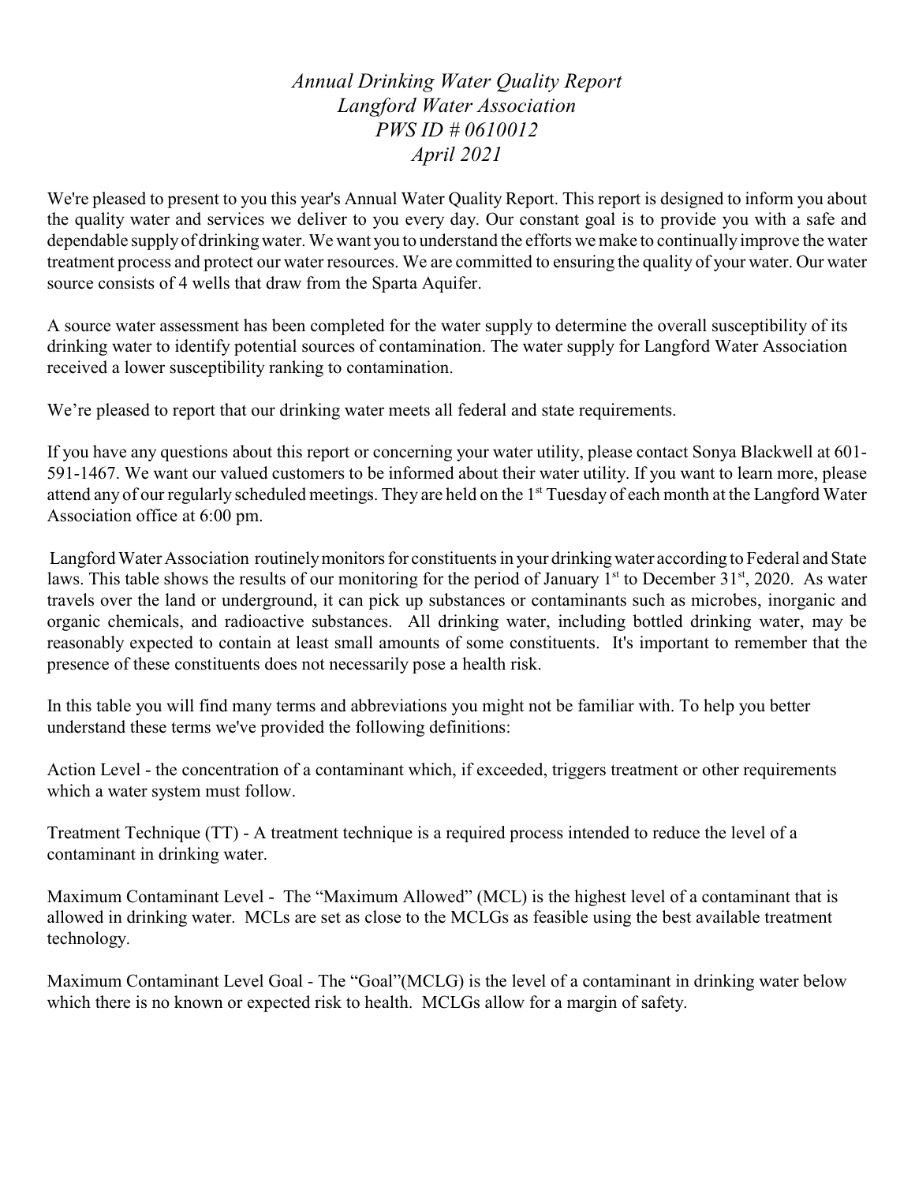# *Annual Drinking Water Quality Report*
# *Langford Water Association*
# *PWS ID # 0610012*
# *April 2021*

We're pleased to present to you this year's Annual Water Quality Report. This report is designed to inform you about the quality water and services we deliver to you every day. Our constant goal is to provide you with a safe and dependable supply of drinking water. We want you to understand the efforts we make to continually improve the water treatment process and protect our water resources. We are committed to ensuring the quality of your water. Our water source consists of 4 wells that draw from the Sparta Aquifer.

A source water assessment has been completed for the water supply to determine the overall susceptibility of its drinking water to identify potential sources of contamination. The water supply for Langford Water Association received a lower susceptibility ranking to contamination.

We're pleased to report that our drinking water meets all federal and state requirements.

If you have any questions about this report or concerning your water utility, please contact Sonya Blackwell at 601-591-1467. We want our valued customers to be informed about their water utility. If you want to learn more, please attend any of our regularly scheduled meetings. They are held on the 1st Tuesday of each month at the Langford Water Association office at 6:00 pm.

Langford Water Association routinely monitors for constituents in your drinking water according to Federal and State laws. This table shows the results of our monitoring for the period of January 1st to December 31st, 2020. As water travels over the land or underground, it can pick up substances or contaminants such as microbes, inorganic and organic chemicals, and radioactive substances. All drinking water, including bottled drinking water, may be reasonably expected to contain at least small amounts of some constituents. It's important to remember that the presence of these constituents does not necessarily pose a health risk.

In this table you will find many terms and abbreviations you might not be familiar with. To help you better understand these terms we've provided the following definitions:

Action Level - the concentration of a contaminant which, if exceeded, triggers treatment or other requirements which a water system must follow.

Treatment Technique (TT) - A treatment technique is a required process intended to reduce the level of a contaminant in drinking water.

Maximum Contaminant Level - The "Maximum Allowed" (MCL) is the highest level of a contaminant that is allowed in drinking water. MCLs are set as close to the MCLGs as feasible using the best available treatment technology.

Maximum Contaminant Level Goal - The "Goal"(MCLG) is the level of a contaminant in drinking water below which there is no known or expected risk to health. MCLGs allow for a margin of safety.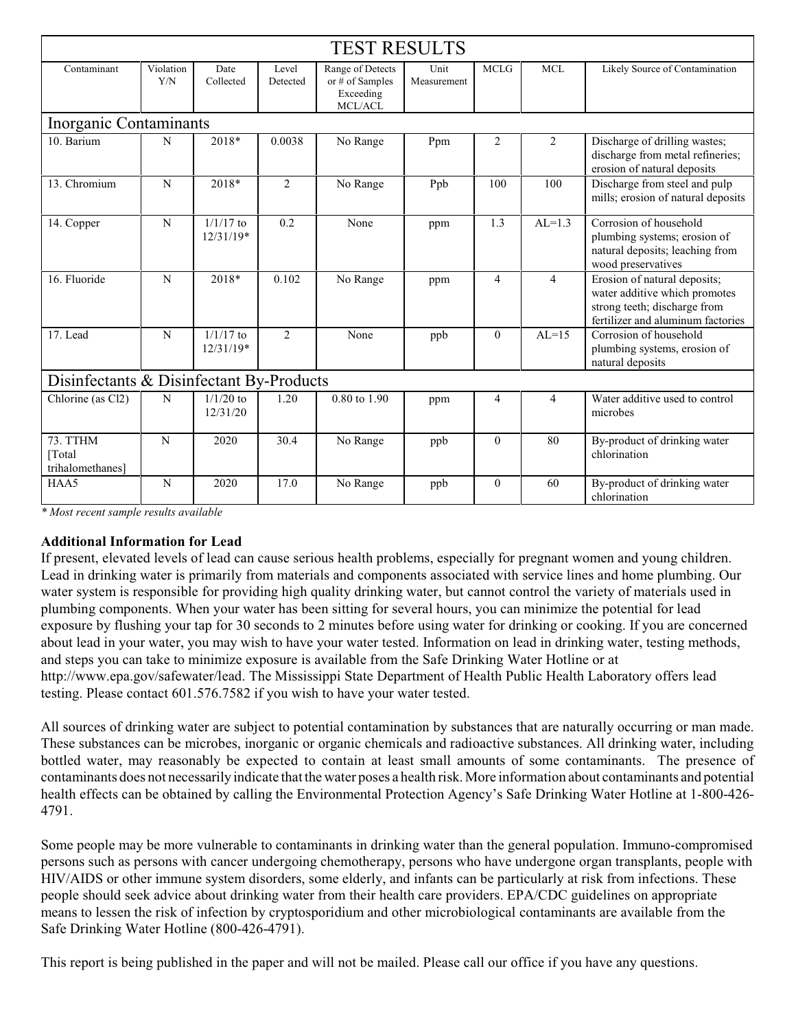| TEST RESULTS | | | | | | | | |
|---|---|---|---|---|---|---|---|---|
| Contaminant | Violation Y/N | Date Collected | Level Detected | Range of Detects or # of Samples Exceeding MCL/ACL | Unit Measurement | MCLG | MCL | Likely Source of Contamination |
| Inorganic Contaminants | | | | | | | | |
| 10. Barium | N | 2018* | 0.0038 | No Range | Ppm | 2 | 2 | Discharge of drilling wastes; discharge from metal refineries; erosion of natural deposits |
| 13. Chromium | N | 2018* | 2 | No Range | Ppb | 100 | 100 | Discharge from steel and pulp mills; erosion of natural deposits |
| 14. Copper | N | 1/1/17 to 12/31/19* | 0.2 | None | ppm | 1.3 | AL=1.3 | Corrosion of household plumbing systems; erosion of natural deposits; leaching from wood preservatives |
| 16. Fluoride | N | 2018* | 0.102 | No Range | ppm | 4 | 4 | Erosion of natural deposits; water additive which promotes strong teeth; discharge from fertilizer and aluminum factories |
| 17. Lead | N | 1/1/17 to 12/31/19* | 2 | None | ppb | 0 | AL=15 | Corrosion of household plumbing systems, erosion of natural deposits |
| Disinfectants & Disinfectant By-Products | | | | | | | | |
| Chlorine (as Cl2) | N | 1/1/20 to 12/31/20 | 1.20 | 0.80 to 1.90 | ppm | 4 | 4 | Water additive used to control microbes |
| 73. TTHM [Total trihalomethanes] | N | 2020 | 30.4 | No Range | ppb | 0 | 80 | By-product of drinking water chlorination |
| HAA5 | N | 2020 | 17.0 | No Range | ppb | 0 | 60 | By-product of drinking water chlorination |

*\* Most recent sample results available*

**Additional Information for Lead**

If present, elevated levels of lead can cause serious health problems, especially for pregnant women and young children. Lead in drinking water is primarily from materials and components associated with service lines and home plumbing. Our water system is responsible for providing high quality drinking water, but cannot control the variety of materials used in plumbing components. When your water has been sitting for several hours, you can minimize the potential for lead exposure by flushing your tap for 30 seconds to 2 minutes before using water for drinking or cooking. If you are concerned about lead in your water, you may wish to have your water tested. Information on lead in drinking water, testing methods, and steps you can take to minimize exposure is available from the Safe Drinking Water Hotline or at http://www.epa.gov/safewater/lead. The Mississippi State Department of Health Public Health Laboratory offers lead testing. Please contact 601.576.7582 if you wish to have your water tested.

All sources of drinking water are subject to potential contamination by substances that are naturally occurring or man made. These substances can be microbes, inorganic or organic chemicals and radioactive substances. All drinking water, including bottled water, may reasonably be expected to contain at least small amounts of some contaminants. The presence of contaminants does not necessarily indicate that the water poses a health risk. More information about contaminants and potential health effects can be obtained by calling the Environmental Protection Agency's Safe Drinking Water Hotline at 1-800-426-4791.

Some people may be more vulnerable to contaminants in drinking water than the general population. Immuno-compromised persons such as persons with cancer undergoing chemotherapy, persons who have undergone organ transplants, people with HIV/AIDS or other immune system disorders, some elderly, and infants can be particularly at risk from infections. These people should seek advice about drinking water from their health care providers. EPA/CDC guidelines on appropriate means to lessen the risk of infection by cryptosporidium and other microbiological contaminants are available from the Safe Drinking Water Hotline (800-426-4791).

This report is being published in the paper and will not be mailed. Please call our office if you have any questions.